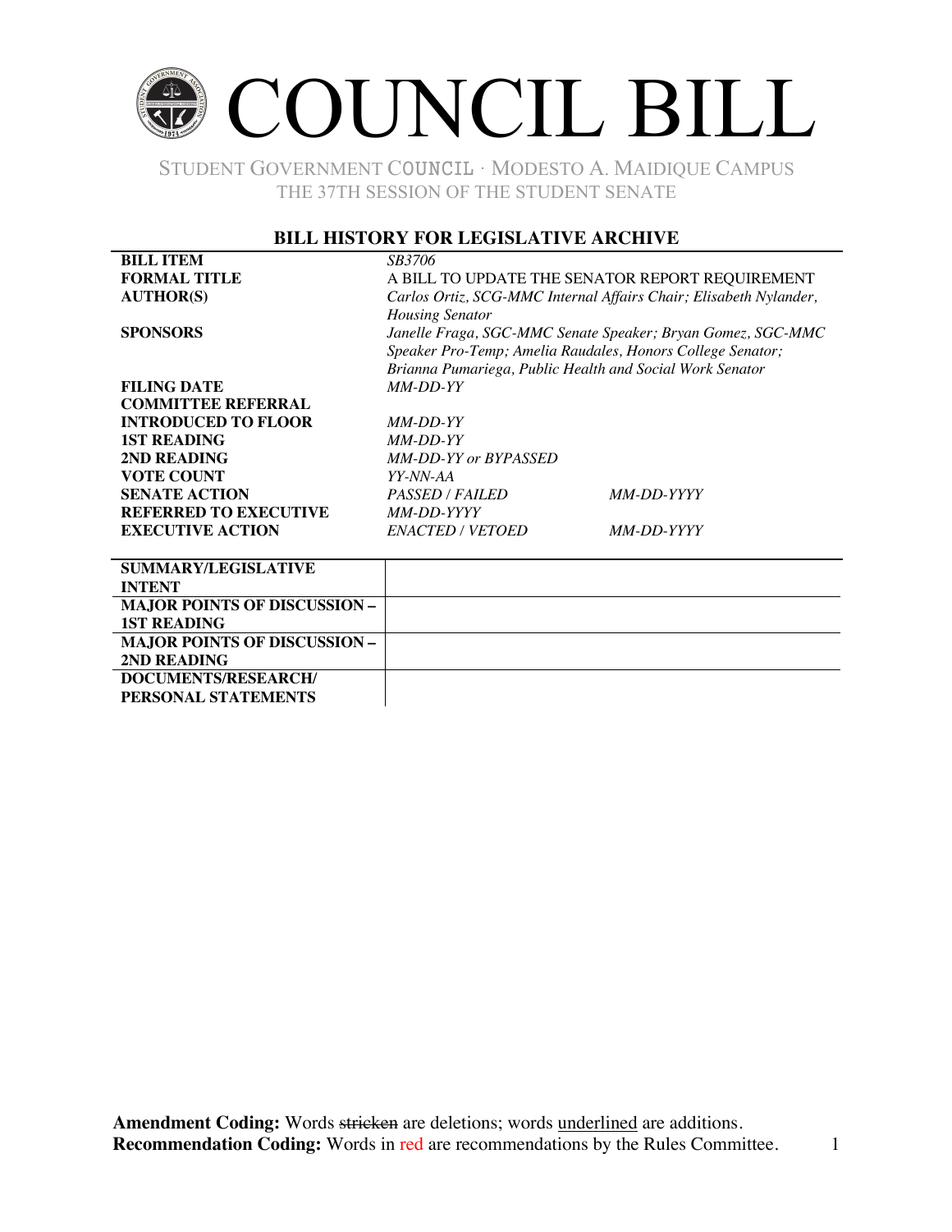# COUNCIL BILL

STUDENT GOVERNMENT COUNCIL · MODESTO A. MAIDIQUE CAMPUS
THE 37TH SESSION OF THE STUDENT SENATE

## BILL HISTORY FOR LEGISLATIVE ARCHIVE

| | | |
|---|---|---|
| **BILL ITEM** | *SB3706* | |
| **FORMAL TITLE** | A BILL TO UPDATE THE SENATOR REPORT REQUIREMENT | |
| **AUTHOR(S)** | *Carlos Ortiz, SCG-MMC Internal Affairs Chair; Elisabeth Nylander, Housing Senator* | |
| **SPONSORS** | *Janelle Fraga, SGC-MMC Senate Speaker; Bryan Gomez, SGC-MMC Speaker Pro-Temp; Amelia Raudales, Honors College Senator; Brianna Pumariega, Public Health and Social Work Senator* | |
| **FILING DATE** | *MM-DD-YY* | |
| **COMMITTEE REFERRAL** | | |
| **INTRODUCED TO FLOOR** | *MM-DD-YY* | |
| **1ST READING** | *MM-DD-YY* | |
| **2ND READING** | *MM-DD-YY or BYPASSED* | |
| **VOTE COUNT** | *YY-NN-AA* | |
| **SENATE ACTION** | *PASSED / FAILED* | *MM-DD-YYYY* |
| **REFERRED TO EXECUTIVE** | *MM-DD-YYYY* | |
| **EXECUTIVE ACTION** | *ENACTED / VETOED* | *MM-DD-YYYY* |

| | |
|---|---|
| **SUMMARY/LEGISLATIVE INTENT** | |
| **MAJOR POINTS OF DISCUSSION – 1ST READING** | |
| **MAJOR POINTS OF DISCUSSION – 2ND READING** | |
| **DOCUMENTS/RESEARCH/ PERSONAL STATEMENTS** | |

**Amendment Coding:** Words ~~stricken~~ are deletions; words <u>underlined</u> are additions.
**Recommendation Coding:** Words in red are recommendations by the Rules Committee.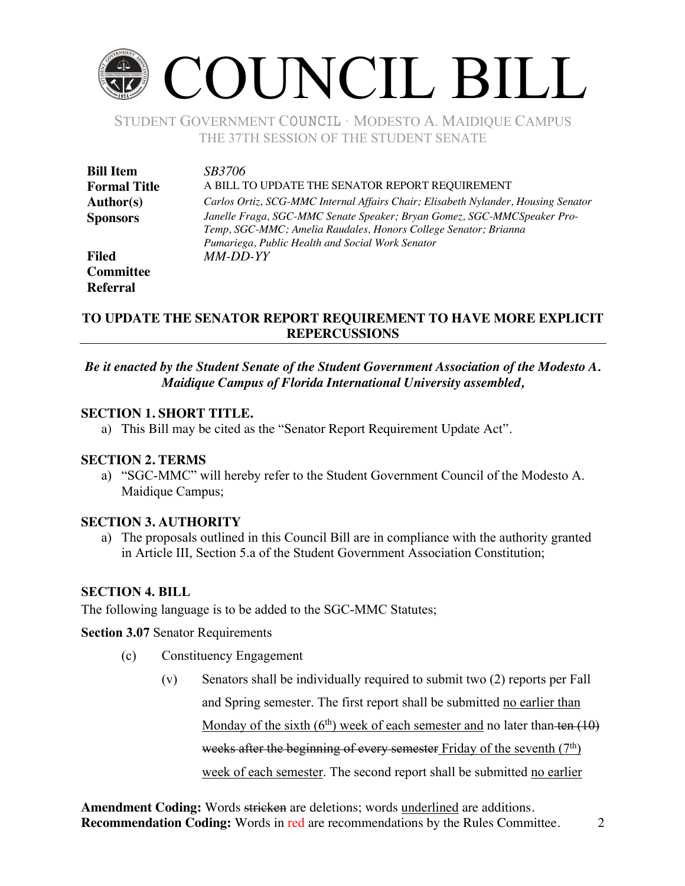# COUNCIL BILL

STUDENT GOVERNMENT COUNCIL · MODESTO A. MAIDIQUE CAMPUS
THE 37TH SESSION OF THE STUDENT SENATE

| | |
|---|---|
| **Bill Item** | *SB3706* |
| **Formal Title** | A BILL TO UPDATE THE SENATOR REPORT REQUIREMENT |
| **Author(s)** | *Carlos Ortiz, SCG-MMC Internal Affairs Chair; Elisabeth Nylander, Housing Senator* |
| **Sponsors** | *Janelle Fraga, SGC-MMC Senate Speaker; Bryan Gomez, SGC-MMCSpeaker Pro-Temp, SGC-MMC; Amelia Raudales, Honors College Senator; Brianna Pumariega, Public Health and Social Work Senator* |
| **Filed** | *MM-DD-YY* |
| **Committee Referral** | |

**TO UPDATE THE SENATOR REPORT REQUIREMENT TO HAVE MORE EXPLICIT REPERCUSSIONS**

***Be it enacted by the Student Senate of the Student Government Association of the Modesto A. Maidique Campus of Florida International University assembled,***

**SECTION 1. SHORT TITLE.**

a) This Bill may be cited as the "Senator Report Requirement Update Act".

**SECTION 2. TERMS**

a) "SGC-MMC" will hereby refer to the Student Government Council of the Modesto A. Maidique Campus;

**SECTION 3. AUTHORITY**

a) The proposals outlined in this Council Bill are in compliance with the authority granted in Article III, Section 5.a of the Student Government Association Constitution;

**SECTION 4. BILL**

The following language is to be added to the SGC-MMC Statutes;

**Section 3.07** Senator Requirements

(c) Constituency Engagement

(v) Senators shall be individually required to submit two (2) reports per Fall and Spring semester. The first report shall be submitted <u>no earlier than Monday of the sixth (6th) week of each semester and</u> no later than ~~ten (10) weeks after the beginning of every semester~~ <u>Friday of the seventh (7th) week of each semester</u>. The second report shall be submitted <u>no earlier</u>

**Amendment Coding:** Words ~~stricken~~ are deletions; words <u>underlined</u> are additions.
**Recommendation Coding:** Words in red are recommendations by the Rules Committee.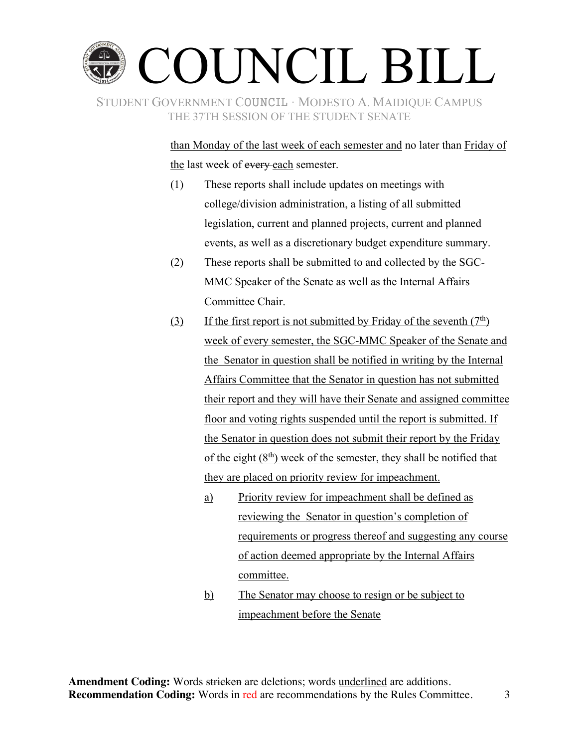<u>than Monday of the last week of each semester and</u> no later than <u>Friday of the</u> last week of ~~every~~ <u>each</u> semester.

(1) These reports shall include updates on meetings with college/division administration, a listing of all submitted legislation, current and planned projects, current and planned events, as well as a discretionary budget expenditure summary.

(2) These reports shall be submitted to and collected by the SGC-MMC Speaker of the Senate as well as the Internal Affairs Committee Chair.

<u>(3)</u> <u>If the first report is not submitted by Friday of the seventh (7th) week of every semester, the SGC-MMC Speaker of the Senate and the Senator in question shall be notified in writing by the Internal Affairs Committee that the Senator in question has not submitted their report and they will have their Senate and assigned committee floor and voting rights suspended until the report is submitted. If the Senator in question does not submit their report by the Friday of the eight (8th) week of the semester, they shall be notified that they are placed on priority review for impeachment.</u>

<u>a)</u> <u>Priority review for impeachment shall be defined as reviewing the Senator in question's completion of requirements or progress thereof and suggesting any course of action deemed appropriate by the Internal Affairs committee.</u>

<u>b)</u> <u>The Senator may choose to resign or be subject to impeachment before the Senate</u>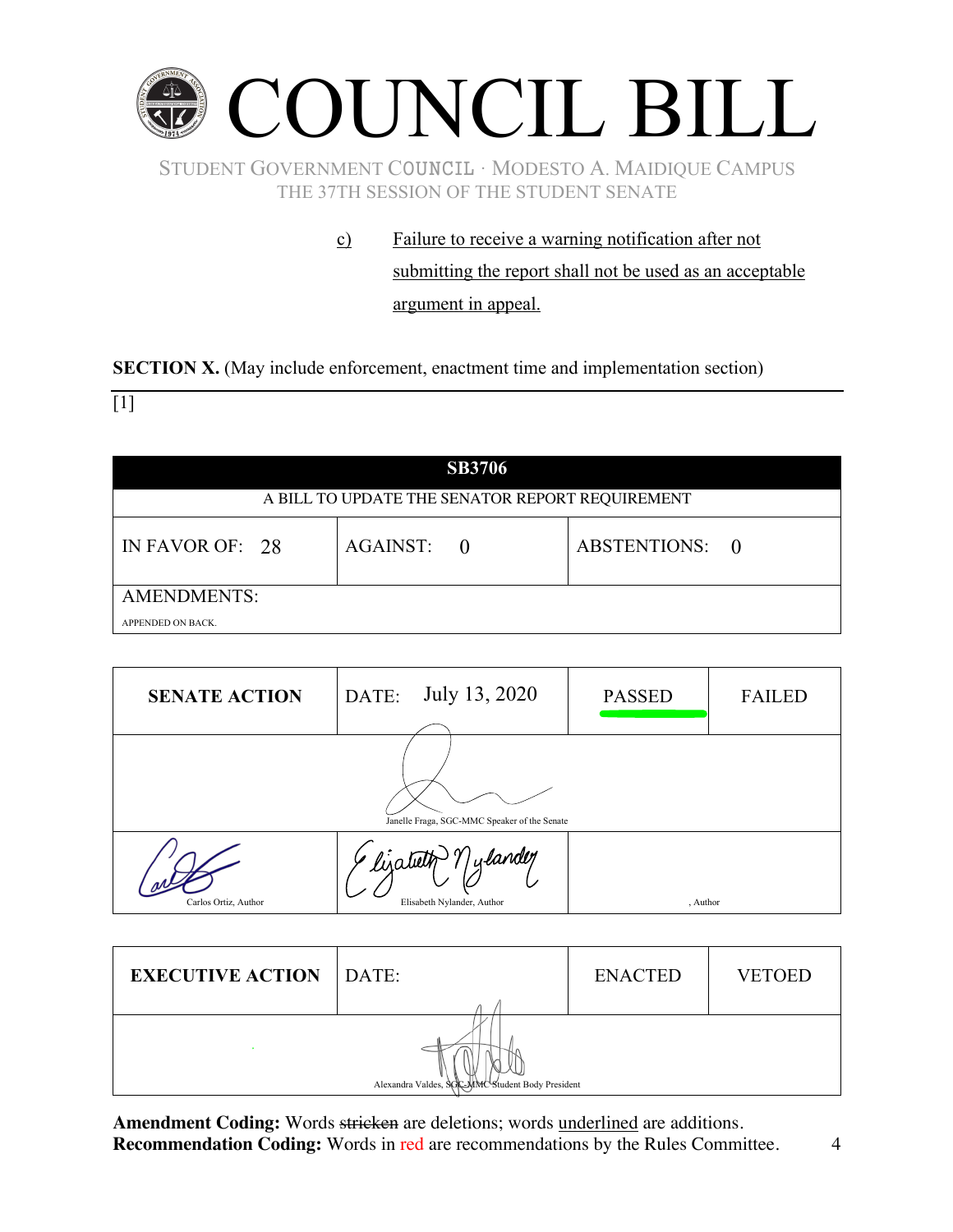c) <u>Failure to receive a warning notification after not submitting the report shall not be used as an acceptable argument in appeal.</u>

**SECTION X.** (May include enforcement, enactment time and implementation section)

[1]

| **SB3706** | | |
|---|---|---|
| A BILL TO UPDATE THE SENATOR REPORT REQUIREMENT | | |
| IN FAVOR OF: 28 | AGAINST: 0 | ABSTENTIONS: 0 |
| AMENDMENTS: APPENDED ON BACK. | | |

| **SENATE ACTION** | DATE: July 13, 2020 | PASSED | FAILED |
|---|---|---|---|
| Janelle Fraga, SGC-MMC Speaker of the Senate | | | |
| Carlos Ortiz, Author | Elisabeth Nylander, Author | , Author | |

| **EXECUTIVE ACTION** | DATE: | ENACTED | VETOED |
|---|---|---|---|
| Alexandra Valdes, SGC-MMC Student Body President | | | |

**Amendment Coding:** Words ~~stricken~~ are deletions; words <u>underlined</u> are additions.
**Recommendation Coding:** Words in red are recommendations by the Rules Committee.